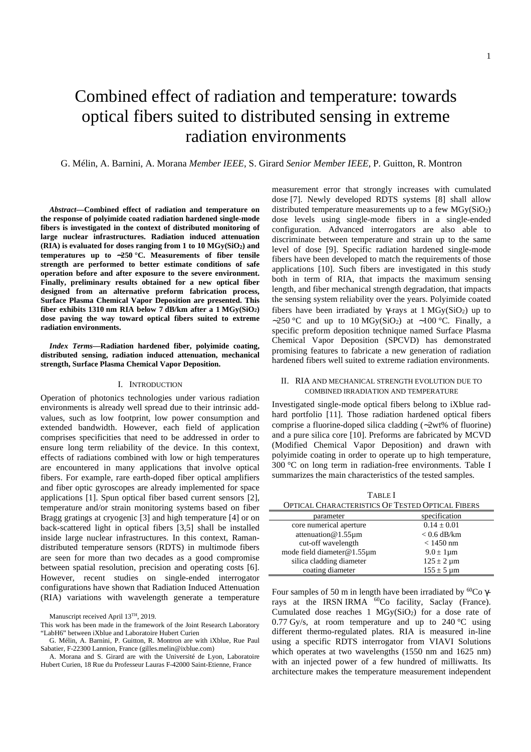# Combined effect of radiation and temperature: towards optical fibers suited to distributed sensing in extreme radiation environments

G. Mélin, A. Barnini, A. Morana *Member IEEE*, S. Girard *Senior Member IEEE*, P. Guitton, R. Montron

***Abstract*—Combined effect of radiation and temperature on the response of polyimide coated radiation hardened single-mode fibers is investigated in the context of distributed monitoring of large nuclear infrastructures. Radiation induced attenuation (RIA) is evaluated for doses ranging from 1 to 10 MGy($SiO_2$) and temperatures up to ∼250 °C. Measurements of fiber tensile strength are performed to better estimate conditions of safe operation before and after exposure to the severe environment. Finally, preliminary results obtained for a new optical fiber designed from an alternative preform fabrication process, Surface Plasma Chemical Vapor Deposition are presented. This fiber exhibits 1310 nm RIA below 7 dB/km after a 1 MGy($SiO_2$) dose paving the way toward optical fibers suited to extreme radiation environments.**

***Index Terms*—Radiation hardened fiber, polyimide coating, distributed sensing, radiation induced attenuation, mechanical strength, Surface Plasma Chemical Vapor Deposition.**

## I. Introduction

Operation of photonics technologies under various radiation environments is already well spread due to their intrinsic add-values, such as low footprint, low power consumption and extended bandwidth. However, each field of application comprises specificities that need to be addressed in order to ensure long term reliability of the device. In this context, effects of radiations combined with low or high temperatures are encountered in many applications that involve optical fibers. For example, rare earth-doped fiber optical amplifiers and fiber optic gyroscopes are already implemented for space applications [1]. Spun optical fiber based current sensors [2], temperature and/or strain monitoring systems based on fiber Bragg gratings at cryogenic [3] and high temperature [4] or on back-scattered light in optical fibers [3,5] shall be installed inside large nuclear infrastructures. In this context, Raman-distributed temperature sensors (RDTS) in multimode fibers are seen for more than two decades as a good compromise between spatial resolution, precision and operating costs [6]. However, recent studies on single-ended interrogator configurations have shown that Radiation Induced Attenuation (RIA) variations with wavelength generate a temperature measurement error that strongly increases with cumulated dose [7]. Newly developed RDTS systems [8] shall allow distributed temperature measurements up to a few MGy($SiO_2$) dose levels using single-mode fibers in a single-ended configuration. Advanced interrogators are also able to discriminate between temperature and strain up to the same level of dose [9]. Specific radiation hardened single-mode fibers have been developed to match the requirements of those applications [10]. Such fibers are investigated in this study both in term of RIA, that impacts the maximum sensing length, and fiber mechanical strength degradation, that impacts the sensing system reliability over the years. Polyimide coated fibers have been irradiated by γ-rays at 1 MGy($SiO_2$) up to ∼250 °C and up to 10 MGy($SiO_2$) at ∼100 °C. Finally, a specific preform deposition technique named Surface Plasma Chemical Vapor Deposition (SPCVD) has demonstrated promising features to fabricate a new generation of radiation hardened fibers well suited to extreme radiation environments.

## II. RIA and mechanical strength evolution due to combined irradiation and temperature

Investigated single-mode optical fibers belong to iXblue rad-hard portfolio [11]. Those radiation hardened optical fibers comprise a fluorine-doped silica cladding (∼2wt% of fluorine) and a pure silica core [10]. Preforms are fabricated by MCVD (Modified Chemical Vapor Deposition) and drawn with polyimide coating in order to operate up to high temperature, 300 °C on long term in radiation-free environments. Table I summarizes the main characteristics of the tested samples.

Table I
Optical Characteristics Of Tested Optical Fibers

| parameter | specification |
|---|---|
| core numerical aperture | 0.14 ± 0.01 |
| attenuation@1.55µm | < 0.6 dB/km |
| cut-off wavelength | < 1450 nm |
| mode field diameter@1.55µm | 9.0 ± 1µm |
| silica cladding diameter | 125 ± 2 µm |
| coating diameter | 155 ± 5 µm |

Four samples of 50 m in length have been irradiated by $^{60}$Co γ-rays at the IRSN IRMA $^{60}$Co facility, Saclay (France). Cumulated dose reaches 1 MGy($SiO_2$) for a dose rate of 0.77 Gy/s, at room temperature and up to 240 °C using different thermo-regulated plates. RIA is measured in-line using a specific RDTS interrogator from VIAVI Solutions which operates at two wavelengths (1550 nm and 1625 nm) with an injected power of a few hundred of milliwatts. Its architecture makes the temperature measurement independent

Manuscript received April 13[TH], 2019.

This work has been made in the framework of the Joint Research Laboratory "LabH6" between iXblue and Laboratoire Hubert Curien

G. Mélin, A. Barnini, P. Guitton, R. Montron are with iXblue, Rue Paul Sabatier, F-22300 Lannion, France (gilles.melin@ixblue.com)

A. Morana and S. Girard are with the Université de Lyon, Laboratoire Hubert Curien, 18 Rue du Professeur Lauras F-42000 Saint-Etienne, France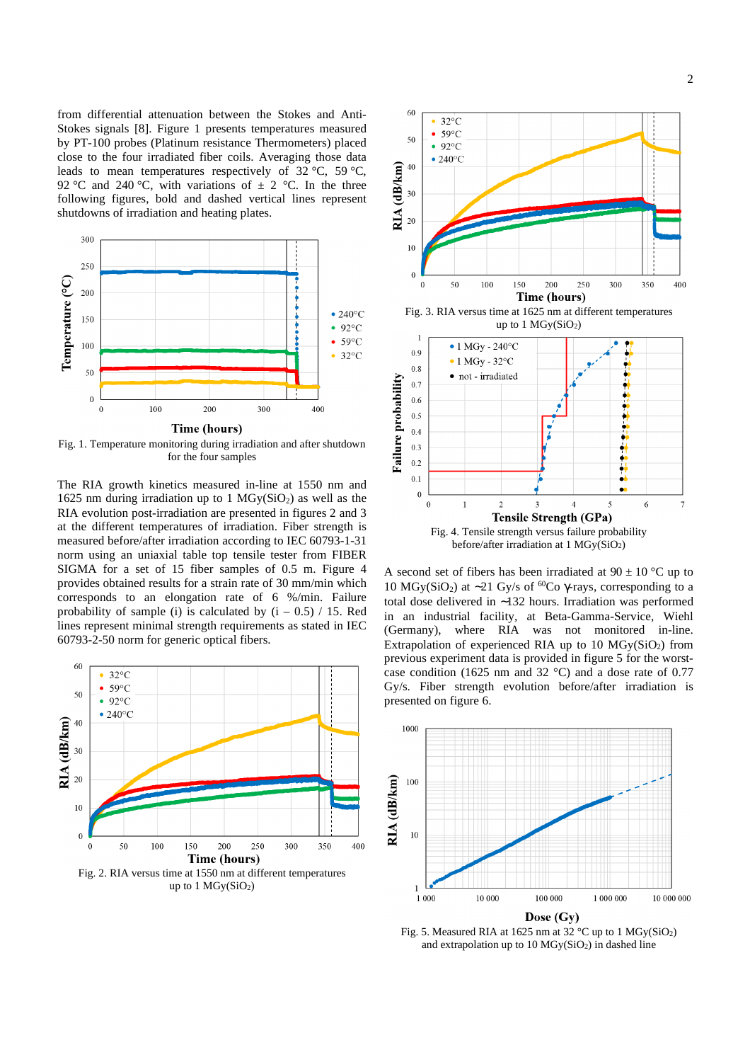from differential attenuation between the Stokes and Anti-Stokes signals [8]. Figure 1 presents temperatures measured by PT-100 probes (Platinum resistance Thermometers) placed close to the four irradiated fiber coils. Averaging those data leads to mean temperatures respectively of 32 °C, 59 °C, 92 °C and 240 °C, with variations of ± 2 °C. In the three following figures, bold and dashed vertical lines represent shutdowns of irradiation and heating plates.

Fig. 1. Temperature monitoring during irradiation and after shutdown for the four irradiated samples

The RIA growth kinetics measured in-line at 1550 nm and 1625 nm during irradiation up to 1 MGy($SiO_2$) as well as the RIA evolution post-irradiation are presented in figures 2 and 3 at the different temperatures of irradiation. Fiber strength is measured before/after irradiation according to IEC 60793-1-31 norm using an uniaxial table top tensile tester from FIBER SIGMA for a set of 15 fiber samples of 0.5 m. Figure 4 provides obtained results for a strain rate of 30 mm/min which corresponds to an elongation rate of 6 %/min. Failure probability of sample (i) is calculated by (i – 0.5) / 15. Red lines represent minimal strength requirements as stated in IEC 60793-2-50 norm for generic optical fibers.

Fig. 2. RIA versus time at 1550 nm at different temperatures up to 1 MGy($SiO_2$)

Fig. 3. RIA versus time at 1625 nm at different temperatures up to 1 MGy($SiO_2$)

Fig. 4. Tensile strength versus failure probability before/after irradiation at 1 MGy($SiO_2$)

A second set of fibers has been irradiated at 90 ± 10 °C up to 10 MGy($SiO_2$) at ~21 Gy/s of $^{60}$Co γ-rays, corresponding to a total dose delivered in ~132 hours. Irradiation was performed in an industrial facility, at Beta-Gamma-Service, Wiehl (Germany), where RIA was not monitored in-line. Extrapolation of experienced RIA up to 10 MGy($SiO_2$) from previous experiment data is provided in figure 5 for the worst-case condition (1625 nm and 32 °C) and a dose rate of 0.77 Gy/s. Fiber strength evolution before/after irradiation is presented on figure 6.

Fig. 5. Measured RIA at 1625 nm at 32 °C up to 1 MGy($SiO_2$) and extrapolation up to 10 MGy($SiO_2$) in dashed line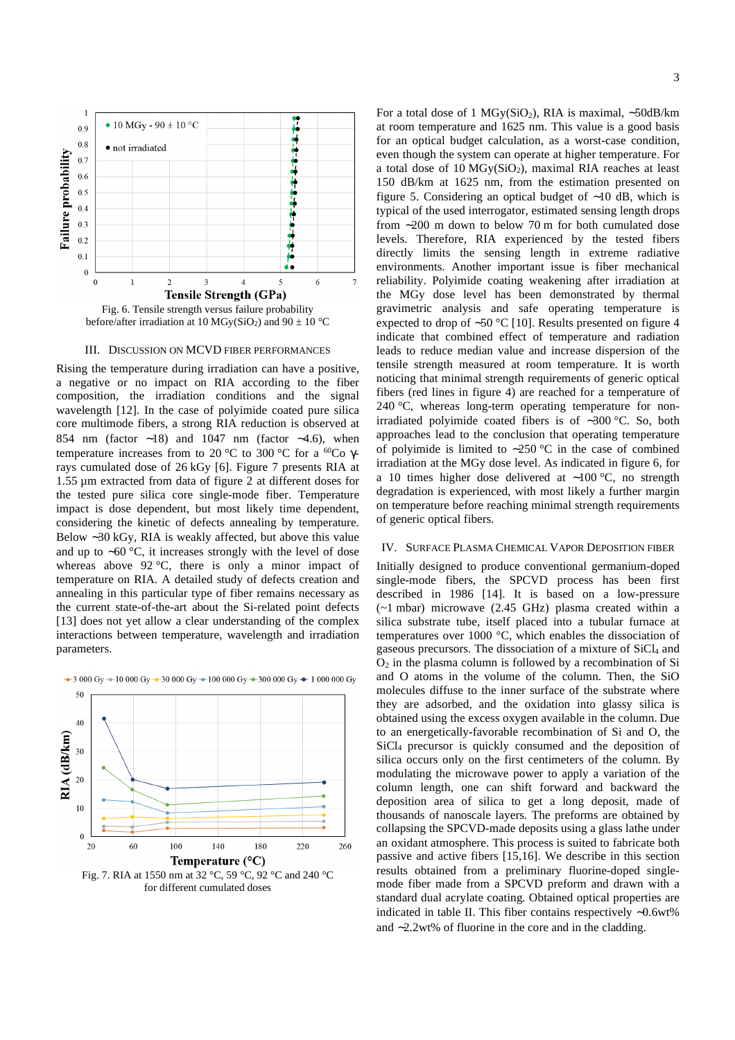Fig. 6. Tensile strength versus failure probability before/after irradiation at 10 MGy($SiO_2$) and 90 ± 10 °C

## III. Discussion on MCVD fiber performances

Rising the temperature during irradiation can have a positive, a negative or no impact on RIA according to the fiber composition, the irradiation conditions and the signal wavelength [12]. In the case of polyimide coated pure silica core multimode fibers, a strong RIA reduction is observed at 854 nm (factor ~18) and 1047 nm (factor ~4.6), when temperature increases from to 20 °C to 300 °C for a $^{60}$Co γ-rays cumulated dose of 26 kGy [6]. Figure 7 presents RIA at 1.55 µm extracted from data of figure 2 at different doses for the tested pure silica core single-mode fiber. Temperature impact is dose dependent, but most likely time dependent, considering the kinetic of defects annealing by temperature. Below ~30 kGy, RIA is weakly affected, but above this value and up to ~60 °C, it increases strongly with the level of dose whereas above 92 °C, there is only a minor impact of temperature on RIA. A detailed study of defects creation and annealing in this particular type of fiber remains necessary as the current state-of-the-art about the Si-related point defects [13] does not yet allow a clear understanding of the complex interactions between temperature, wavelength and irradiation parameters.

Fig. 7. RIA at 1550 nm at 32 °C, 59 °C, 92 °C and 240 °C for different cumulated doses

For a total dose of 1 MGy($SiO_2$), RIA is maximal, ~50dB/km at room temperature and 1625 nm. This value is a good basis for an optical budget calculation, as a worst-case condition, even though the system can operate at higher temperature. For a total dose of 10 MGy($SiO_2$), maximal RIA reaches at least 150 dB/km at 1625 nm, from the estimation presented on figure 5. Considering an optical budget of ~10 dB, which is typical of the used interrogator, estimated sensing length drops from ~200 m down to below 70 m for both cumulated dose levels. Therefore, RIA experienced by the tested fibers directly limits the sensing length in extreme radiative environments. Another important issue is fiber mechanical reliability. Polyimide coating weakening after irradiation at the MGy dose level has been demonstrated by thermal gravimetric analysis and safe operating temperature is expected to drop of ~50 °C [10]. Results presented on figure 4 indicate that combined effect of temperature and radiation leads to reduce median value and increase dispersion of the tensile strength measured at room temperature. It is worth noticing that minimal strength requirements of generic optical fibers (red lines in figure 4) are reached for a temperature of 240 °C, whereas long-term operating temperature for non-irradiated polyimide coated fibers is of ~300 °C. So, both approaches lead to the conclusion that operating temperature of polyimide is limited to ~250 °C in the case of combined irradiation at the MGy dose level. As indicated in figure 6, for a 10 times higher dose delivered at ~100 °C, no strength degradation is experienced, with most likely a further margin on temperature before reaching minimal strength requirements of generic optical fibers.

## IV. Surface Plasma Chemical Vapor Deposition fiber

Initially designed to produce conventional germanium-doped single-mode fibers, the SPCVD process has been first described in 1986 [14]. It is based on a low-pressure (~1 mbar) microwave (2.45 GHz) plasma created within a silica substrate tube, itself placed into a tubular furnace at temperatures over 1000 °C, which enables the dissociation of gaseous precursors. The dissociation of a mixture of $SiCl_4$ and $O_2$ in the plasma column is followed by a recombination of Si and O atoms in the volume of the column. Then, the SiO molecules diffuse to the inner surface of the substrate where they are adsorbed, and the oxidation into glassy silica is obtained using the excess oxygen available in the column. Due to an energetically-favorable recombination of Si and O, the $SiCl_4$ precursor is quickly consumed and the deposition of silica occurs only on the first centimeters of the column. By modulating the microwave power to apply a variation of the column length, one can shift forward and backward the deposition area of silica to get a long deposit, made of thousands of nanoscale layers. The preforms are obtained by collapsing the SPCVD-made deposits using a glass lathe under an oxidant atmosphere. This process is suited to fabricate both passive and active fibers [15,16]. We describe in this section results obtained from a preliminary fluorine-doped single-mode fiber made from a SPCVD preform and drawn with a standard dual acrylate coating. Obtained optical properties are indicated in table II. This fiber contains respectively ~0.6wt% and ~2.2wt% of fluorine in the core and in the cladding.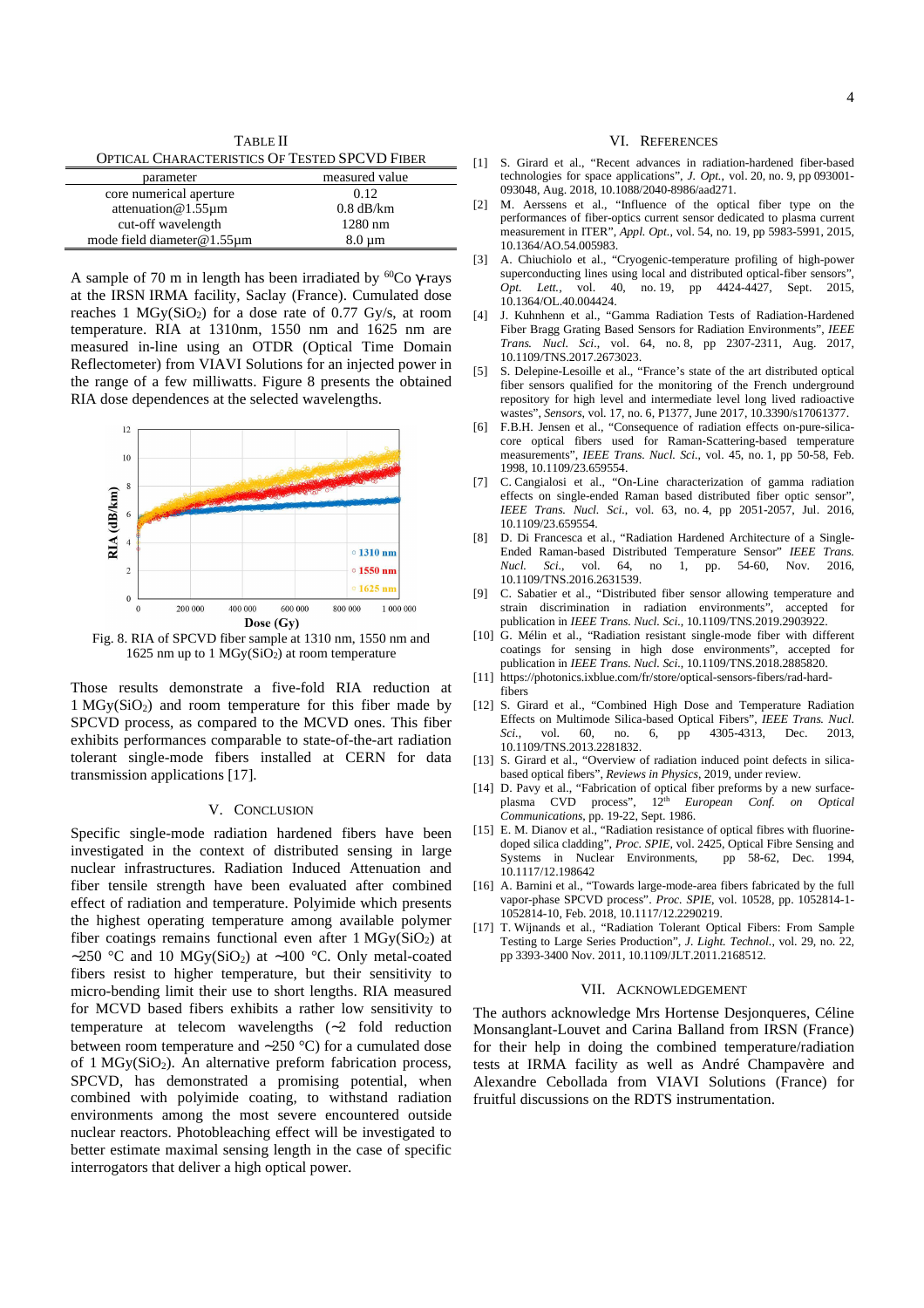TABLE II
OPTICAL CHARACTERISTICS OF TESTED SPCVD FIBER

| parameter | measured value |
| --- | --- |
| core numerical aperture | 0.12 |
| attenuation@1.55µm | 0.8 dB/km |
| cut-off wavelength | 1280 nm |
| mode field diameter@1.55µm | 8.0 µm |

A sample of 70 m in length has been irradiated by $^{60}$Co γ-rays at the IRSN IRMA facility, Saclay (France). Cumulated dose reaches 1 MGy($SiO_2$) for a dose rate of 0.77 Gy/s, at room temperature. RIA at 1310nm, 1550 nm and 1625 nm are measured in-line using an OTDR (Optical Time Domain Reflectometer) from VIAVI Solutions for an injected power in the range of a few milliwatts. Figure 8 presents the obtained RIA dose dependences at the selected wavelengths.

12
10
8
6
4
2
0
RIA (dB/km)
0
200 000
400 000
600 000
800 000
1 000 000
Dose (Gy)
1310 nm
1550 nm
1625 nm

Fig. 8. RIA of SPCVD fiber sample at 1310 nm, 1550 nm and 1625 nm up to 1 MGy($SiO_2$) at room temperature

Those results demonstrate a five-fold RIA reduction at 1 MGy($SiO_2$) and room temperature for this fiber made by SPCVD process, as compared to the MCVD ones. This fiber exhibits performances comparable to state-of-the-art radiation tolerant single-mode fibers installed at CERN for data transmission applications [17].

## V. CONCLUSION

Specific single-mode radiation hardened fibers have been investigated in the context of distributed sensing in large nuclear infrastructures. Radiation Induced Attenuation and fiber tensile strength have been evaluated after combined effect of radiation and temperature. Polyimide which presents the highest operating temperature among available polymer fiber coatings remains functional even after 1 MGy($SiO_2$) at ~250 °C and 10 MGy($SiO_2$) at ~100 °C. Only metal-coated fibers resist to higher temperature, but their sensitivity to micro-bending limit their use to short lengths. RIA measured for MCVD based fibers exhibits a rather low sensitivity to temperature at telecom wavelengths (~2 fold reduction between room temperature and ~250 °C) for a cumulated dose of 1 MGy($SiO_2$). An alternative preform fabrication process, SPCVD, has demonstrated a promising potential, when combined with polyimide coating, to withstand radiation environments among the most severe encountered outside nuclear reactors. Photobleaching effect will be investigated to better estimate maximal sensing length in the case of specific interrogators that deliver a high optical power.

## VI. REFERENCES

[1] S. Girard et al., "Recent advances in radiation-hardened fiber-based technologies for space applications", *J. Opt.*, vol. 20, no. 9, pp 093001-093048, Aug. 2018, 10.1088/2040-8986/aad271.

[2] M. Aerssens et al., "Influence of the optical fiber type on the performances of fiber-optics current sensor dedicated to plasma current measurement in ITER", *Appl. Opt.*, vol. 54, no. 19, pp 5983-5991, 2015, 10.1364/AO.54.005983.

[3] A. Chiuchiolo et al., "Cryogenic-temperature profiling of high-power superconducting lines using local and distributed optical-fiber sensors", *Opt. Lett.*, vol. 40, no. 19, pp 4424-4427, Sept. 2015, 10.1364/OL.40.004424.

[4] J. Kuhnhenn et al., "Gamma Radiation Tests of Radiation-Hardened Fiber Bragg Grating Based Sensors for Radiation Environments", *IEEE Trans. Nucl. Sci.*, vol. 64, no. 8, pp 2307-2311, Aug. 2017, 10.1109/TNS.2017.2673023.

[5] S. Delepine-Lesoille et al., "France's state of the art distributed optical fiber sensors qualified for the monitoring of the French underground repository for high level and intermediate level long lived radioactive wastes", *Sensors*, vol. 17, no. 6, P1377, June 2017, 10.3390/s17061377.

[6] F.B.H. Jensen et al., "Consequence of radiation effects on-pure-silica-core optical fibers used for Raman-Scattering-based temperature measurements", *IEEE Trans. Nucl. Sci.*, vol. 45, no. 1, pp 50-58, Feb. 1998, 10.1109/23.659554.

[7] C. Cangialosi et al., "On-Line characterization of gamma radiation effects on single-ended Raman based distributed fiber optic sensor", *IEEE Trans. Nucl. Sci.*, vol. 63, no. 4, pp 2051-2057, Jul. 2016, 10.1109/23.659554.

[8] D. Di Francesca et al., "Radiation Hardened Architecture of a Single-Ended Raman-based Distributed Temperature Sensor" *IEEE Trans. Nucl. Sci.*, vol. 64, no 1, pp. 54-60, Nov. 2016, 10.1109/TNS.2016.2631539.

[9] C. Sabatier et al., "Distributed fiber sensor allowing temperature and strain discrimination in radiation environments", accepted for publication in *IEEE Trans. Nucl. Sci.*, 10.1109/TNS.2019.2903922.

[10] G. Mélin et al., "Radiation resistant single-mode fiber with different coatings for sensing in high dose environments", accepted for publication in *IEEE Trans. Nucl. Sci.*, 10.1109/TNS.2018.2885820.

[11] https://photonics.ixblue.com/fr/store/optical-sensors-fibers/rad-hard-fibers

[12] S. Girard et al., "Combined High Dose and Temperature Radiation Effects on Multimode Silica-based Optical Fibers", *IEEE Trans. Nucl. Sci.*, vol. 60, no. 6, pp 4305-4313, Dec. 2013, 10.1109/TNS.2013.2281832.

[13] S. Girard et al., "Overview of radiation induced point defects in silica-based optical fibers", *Reviews in Physics*, 2019, under review.

[14] D. Pavy et al., "Fabrication of optical fiber preforms by a new surface-plasma CVD process", 12$^{th}$ *European Conf. on Optical Communications*, pp. 19-22, Sept. 1986.

[15] E. M. Dianov et al., "Radiation resistance of optical fibres with fluorine-doped silica cladding", *Proc. SPIE*, vol. 2425, Optical Fibre Sensing and Systems in Nuclear Environments, pp 58-62, Dec. 1994, 10.1117/12.198642

[16] A. Barnini et al., "Towards large-mode-area fibers fabricated by the full vapor-phase SPCVD process". *Proc. SPIE*, vol. 10528, pp. 1052814-1-1052814-10, Feb. 2018, 10.1117/12.2290219.

[17] T. Wijnands et al., "Radiation Tolerant Optical Fibers: From Sample Testing to Large Series Production", *J. Light. Technol.*, vol. 29, no. 22, pp 3393-3400 Nov. 2011, 10.1109/JLT.2011.2168512.

## VII. ACKNOWLEDGEMENT

The authors acknowledge Mrs Hortense Desjonqueres, Céline Monsanglant-Louvet and Carina Balland from IRSN (France) for their help in doing the combined temperature/radiation tests at IRMA facility as well as André Champavère and Alexandre Cebollada from VIAVI Solutions (France) for fruitful discussions on the RDTS instrumentation.